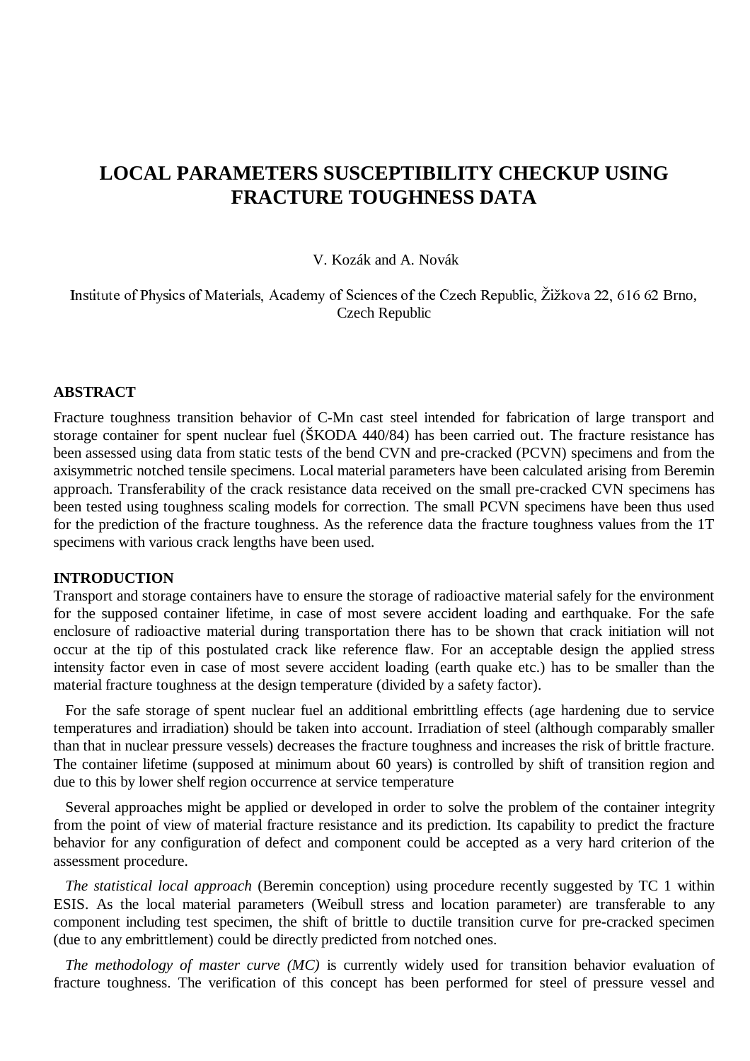# LOCAL PARAMETERS SUSCEPTIBILITY CHECKUP USING FRACTURE TOUGHNESS DATA

V. Kozák and A. Novák

Institute of Physics of Materials, Academy of Sciences of the Czech Republic, Žižkova 22, 616 62 Brno, Czech Republic

## ABSTRACT

Fracture toughness transition behavior of C-Mn cast steel intended for fabrication of large transport and storage container for spent nuclear fuel (ŠKODA 440/84) has been carried out. The fracture resistance has been assessed using data from static tests of the bend CVN and pre-cracked (PCVN) specimens and from the axisymmetric notched tensile specimens. Local material parameters have been calculated arising from Beremin approach. Transferability of the crack resistance data received on the small pre-cracked CVN specimens has been tested using toughness scaling models for correction. The small PCVN specimens have been thus used for the prediction of the fracture toughness. As the reference data the fracture toughness values from the 1T specimens with various crack lengths have been used.

## INTRODUCTION

Transport and storage containers have to ensure the storage of radioactive material safely for the environment for the supposed container lifetime, in case of most severe accident loading and earthquake. For the safe enclosure of radioactive material during transportation there has to be shown that crack initiation will not occur at the tip of this postulated crack like reference flaw. For an acceptable design the applied stress intensity factor even in case of most severe accident loading (earth quake etc.) has to be smaller than the material fracture toughness at the design temperature (divided by a safety factor).

For the safe storage of spent nuclear fuel an additional embrittling effects (age hardening due to service temperatures and irradiation) should be taken into account. Irradiation of steel (although comparably smaller than that in nuclear pressure vessels) decreases the fracture toughness and increases the risk of brittle fracture. The container lifetime (supposed at minimum about 60 years) is controlled by shift of transition region and due to this by lower shelf region occurrence at service temperature

Several approaches might be applied or developed in order to solve the problem of the container integrity from the point of view of material fracture resistance and its prediction. Its capability to predict the fracture behavior for any configuration of defect and component could be accepted as a very hard criterion of the assessment procedure.

*The statistical local approach* (Beremin conception) using procedure recently suggested by TC 1 within ESIS. As the local material parameters (Weibull stress and location parameter) are transferable to any component including test specimen, the shift of brittle to ductile transition curve for pre-cracked specimen (due to any embrittlement) could be directly predicted from notched ones.

*The methodology of master curve (MC)* is currently widely used for transition behavior evaluation of fracture toughness. The verification of this concept has been performed for steel of pressure vessel and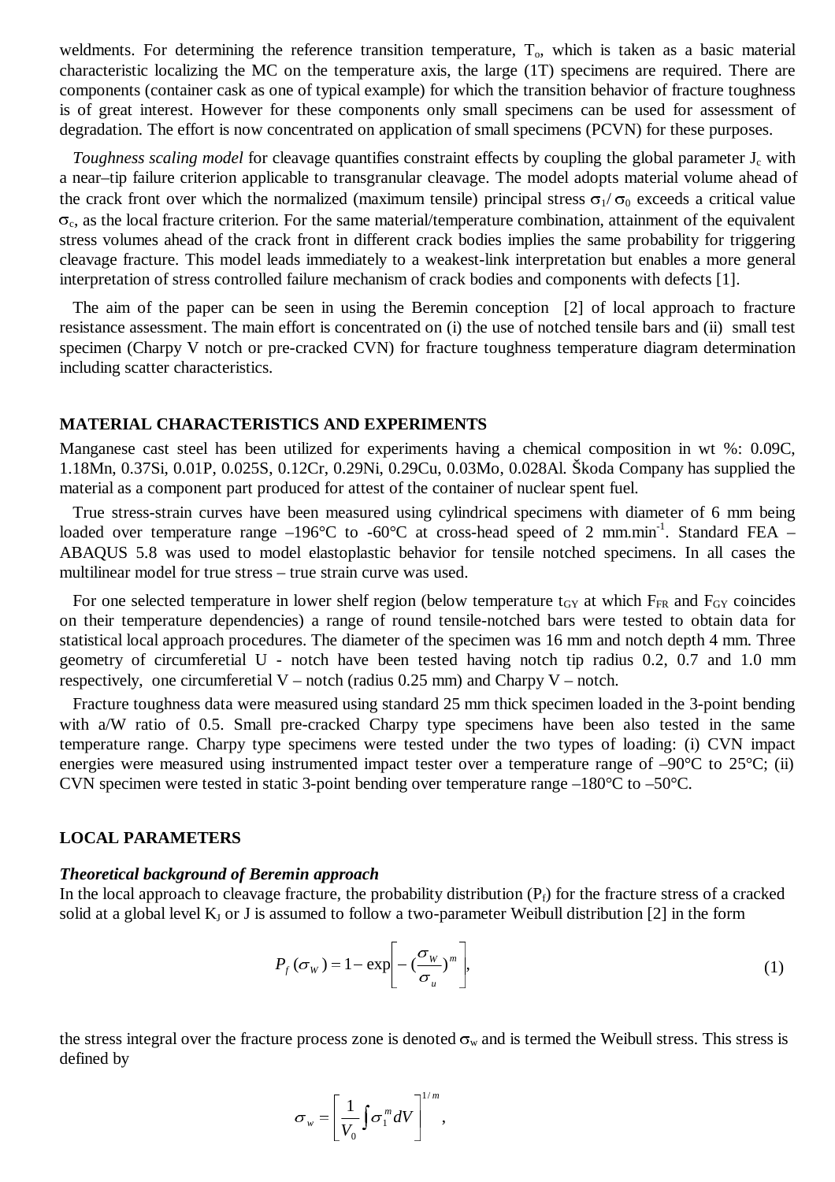weldments. For determining the reference transition temperature, $T_o$, which is taken as a basic material characteristic localizing the MC on the temperature axis, the large (1T) specimens are required. There are components (container cask as one of typical example) for which the transition behavior of fracture toughness is of great interest. However for these components only small specimens can be used for assessment of degradation. The effort is now concentrated on application of small specimens (PCVN) for these purposes.

*Toughness scaling model* for cleavage quantifies constraint effects by coupling the global parameter $J_c$ with a near–tip failure criterion applicable to transgranular cleavage. The model adopts material volume ahead of the crack front over which the normalized (maximum tensile) principal stress $\sigma_1/\sigma_0$ exceeds a critical value $\sigma_c$, as the local fracture criterion. For the same material/temperature combination, attainment of the equivalent stress volumes ahead of the crack front in different crack bodies implies the same probability for triggering cleavage fracture. This model leads immediately to a weakest-link interpretation but enables a more general interpretation of stress controlled failure mechanism of crack bodies and components with defects [1].

The aim of the paper can be seen in using the Beremin conception [2] of local approach to fracture resistance assessment. The main effort is concentrated on (i) the use of notched tensile bars and (ii) small test specimen (Charpy V notch or pre-cracked CVN) for fracture toughness temperature diagram determination including scatter characteristics.

## MATERIAL CHARACTERISTICS AND EXPERIMENTS

Manganese cast steel has been utilized for experiments having a chemical composition in wt %: 0.09C, 1.18Mn, 0.37Si, 0.01P, 0.025S, 0.12Cr, 0.29Ni, 0.29Cu, 0.03Mo, 0.028Al. Škoda Company has supplied the material as a component part produced for attest of the container of nuclear spent fuel.

True stress-strain curves have been measured using cylindrical specimens with diameter of 6 mm being loaded over temperature range –196°C to -60°C at cross-head speed of 2 mm.min$^{-1}$. Standard FEA – ABAQUS 5.8 was used to model elastoplastic behavior for tensile notched specimens. In all cases the multilinear model for true stress – true strain curve was used.

For one selected temperature in lower shelf region (below temperature $t_{GY}$ at which $F_{FR}$ and $F_{GY}$ coincides on their temperature dependencies) a range of round tensile-notched bars were tested to obtain data for statistical local approach procedures. The diameter of the specimen was 16 mm and notch depth 4 mm. Three geometry of circumferetial U - notch have been tested having notch tip radius 0.2, 0.7 and 1.0 mm respectively, one circumferetial V – notch (radius 0.25 mm) and Charpy V – notch.

Fracture toughness data were measured using standard 25 mm thick specimen loaded in the 3-point bending with a/W ratio of 0.5. Small pre-cracked Charpy type specimens have been also tested in the same temperature range. Charpy type specimens were tested under the two types of loading: (i) CVN impact energies were measured using instrumented impact tester over a temperature range of –90°C to 25°C; (ii) CVN specimen were tested in static 3-point bending over temperature range –180°C to –50°C.

## LOCAL PARAMETERS

### *Theoretical background of Beremin approach*

In the local approach to cleavage fracture, the probability distribution ($P_f$) for the fracture stress of a cracked solid at a global level $K_J$ or J is assumed to follow a two-parameter Weibull distribution [2] in the form

$$P_f(\sigma_W) = 1 - \exp\left[ -\left(\frac{\sigma_W}{\sigma_u}\right)^m \right], \tag{1}$$

the stress integral over the fracture process zone is denoted $\sigma_w$ and is termed the Weibull stress. This stress is defined by

$$\sigma_w = \left[ \frac{1}{V_0} \int \sigma_1^m dV \right]^{1/m},$$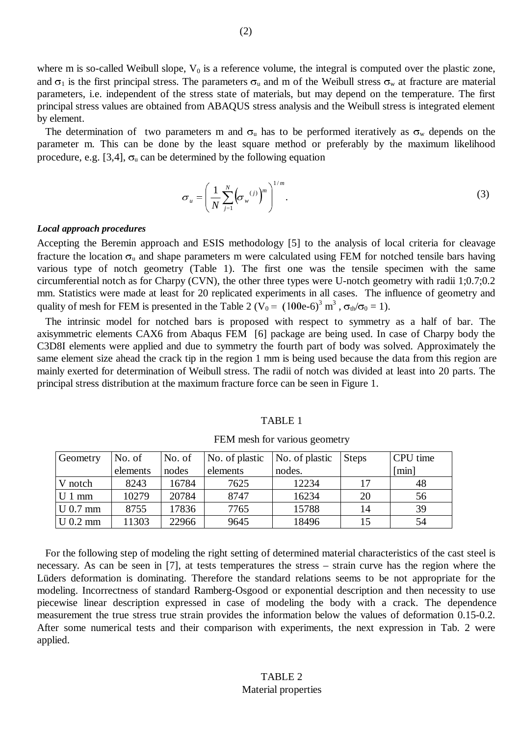(2)

where m is so-called Weibull slope, $V_0$ is a reference volume, the integral is computed over the plastic zone, and $\sigma_1$ is the first principal stress. The parameters $\sigma_u$ and m of the Weibull stress $\sigma_w$ at fracture are material parameters, i.e. independent of the stress state of materials, but may depend on the temperature. The first principal stress values are obtained from ABAQUS stress analysis and the Weibull stress is integrated element by element.

The determination of two parameters m and $\sigma_u$ has to be performed iteratively as $\sigma_w$ depends on the parameter m. This can be done by the least square method or preferably by the maximum likelihood procedure, e.g. [3,4], $\sigma_u$ can be determined by the following equation

$$\sigma_u = \left( \frac{1}{N} \sum_{j=1}^{N} \left( \sigma_w^{(j)} \right)^m \right)^{1/m} . \tag{3}$$

***Local approach procedures***

Accepting the Beremin approach and ESIS methodology [5] to the analysis of local criteria for cleavage fracture the location $\sigma_u$ and shape parameters m were calculated using FEM for notched tensile bars having various type of notch geometry (Table 1). The first one was the tensile specimen with the same circumferential notch as for Charpy (CVN), the other three types were U-notch geometry with radii 1;0.7;0.2 mm. Statistics were made at least for 20 replicated experiments in all cases. The influence of geometry and quality of mesh for FEM is presented in the Table 2 ($V_0 = (100\text{e-}6)^3$ m$^3$ , $\sigma_{th}/\sigma_0 = 1$).

The intrinsic model for notched bars is proposed with respect to symmetry as a half of bar. The axisymmetric elements CAX6 from Abaqus FEM [6] package are being used. In case of Charpy body the C3D8I elements were applied and due to symmetry the fourth part of body was solved. Approximately the same element size ahead the crack tip in the region 1 mm is being used because the data from this region are mainly exerted for determination of Weibull stress. The radii of notch was divided at least into 20 parts. The principal stress distribution at the maximum fracture force can be seen in Figure 1.

TABLE 1

FEM mesh for various geometry

| Geometry | No. of elements | No. of nodes | No. of plastic elements | No. of plastic nodes. | Steps | CPU time [min] |
|---|---|---|---|---|---|---|
| V notch | 8243 | 16784 | 7625 | 12234 | 17 | 48 |
| U 1 mm | 10279 | 20784 | 8747 | 16234 | 20 | 56 |
| U 0.7 mm | 8755 | 17836 | 7765 | 15788 | 14 | 39 |
| U 0.2 mm | 11303 | 22966 | 9645 | 18496 | 15 | 54 |

For the following step of modeling the right setting of determined material characteristics of the cast steel is necessary. As can be seen in [7], at tests temperatures the stress – strain curve has the region where the Lüders deformation is dominating. Therefore the standard relations seems to be not appropriate for the modeling. Incorrectness of standard Ramberg-Osgood or exponential description and then necessity to use piecewise linear description expressed in case of modeling the body with a crack. The dependence measurement the true stress true strain provides the information below the values of deformation 0.15-0.2. After some numerical tests and their comparison with experiments, the next expression in Tab. 2 were applied.

TABLE 2

Material properties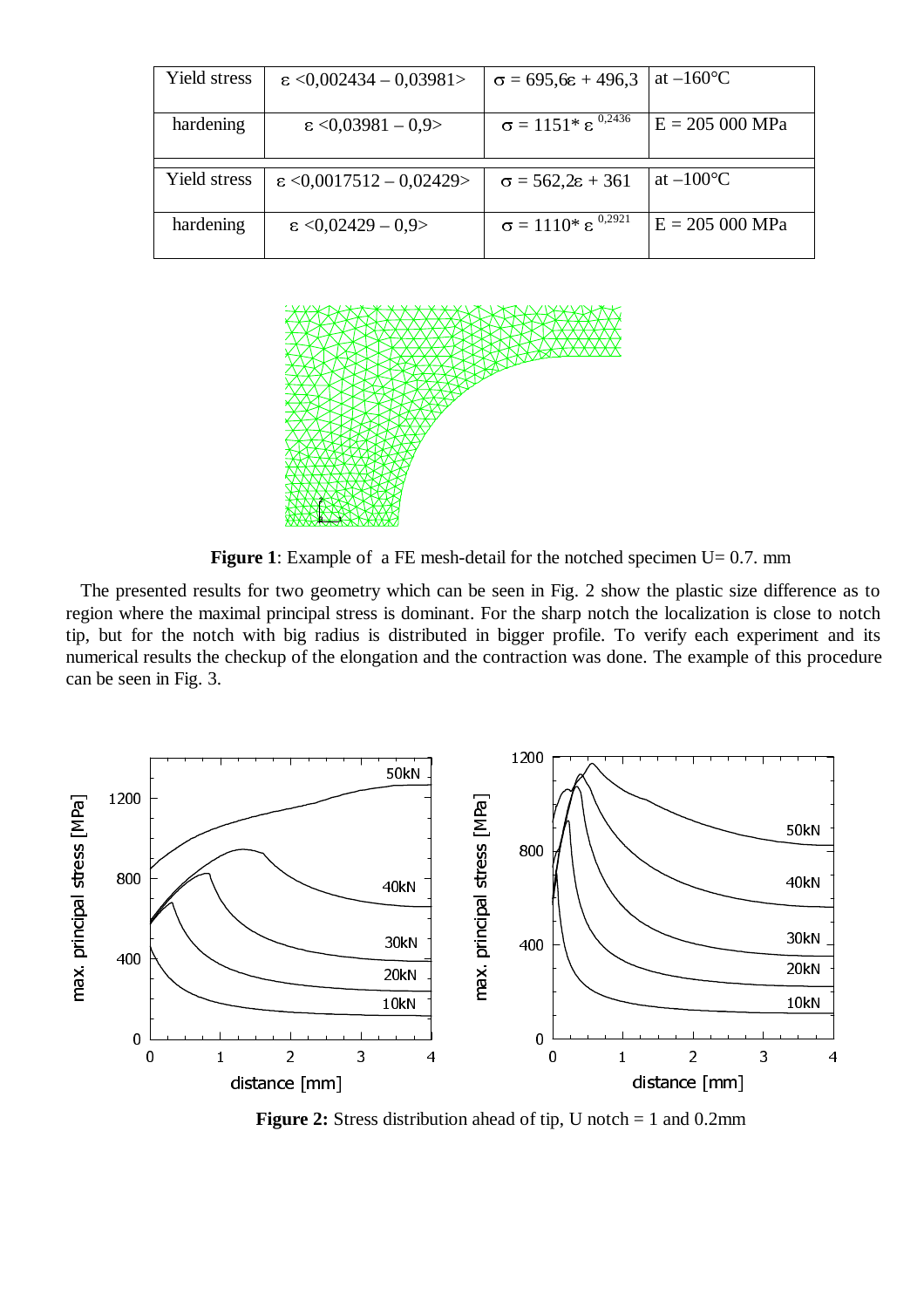| Yield stress | $\varepsilon$ <0,002434 – 0,03981> | $\sigma = 695{,}6\varepsilon + 496{,}3$ | at –160°C |
|---|---|---|---|
| hardening | $\varepsilon$ <0,03981 – 0,9> | $\sigma = 1151 * \varepsilon^{0{,}2436}$ | E = 205 000 MPa |
| Yield stress | $\varepsilon$ <0,0017512 – 0,02429> | $\sigma = 562{,}2\varepsilon + 361$ | at –100°C |
| hardening | $\varepsilon$ <0,02429 – 0,9> | $\sigma = 1110 * \varepsilon^{0{,}2921}$ | E = 205 000 MPa |

**Figure 1**: Example of a FE mesh-detail for the notched specimen U= 0.7. mm

The presented results for two geometry which can be seen in Fig. 2 show the plastic size difference as to region where the maximal principal stress is dominant. For the sharp notch the localization is close to notch tip, but for the notch with big radius is distributed in bigger profile. To verify each experiment and its numerical results the checkup of the elongation and the contraction was done. The example of this procedure can be seen in Fig. 3.

**Figure 2:** Stress distribution ahead of tip, U notch = 1 and 0.2mm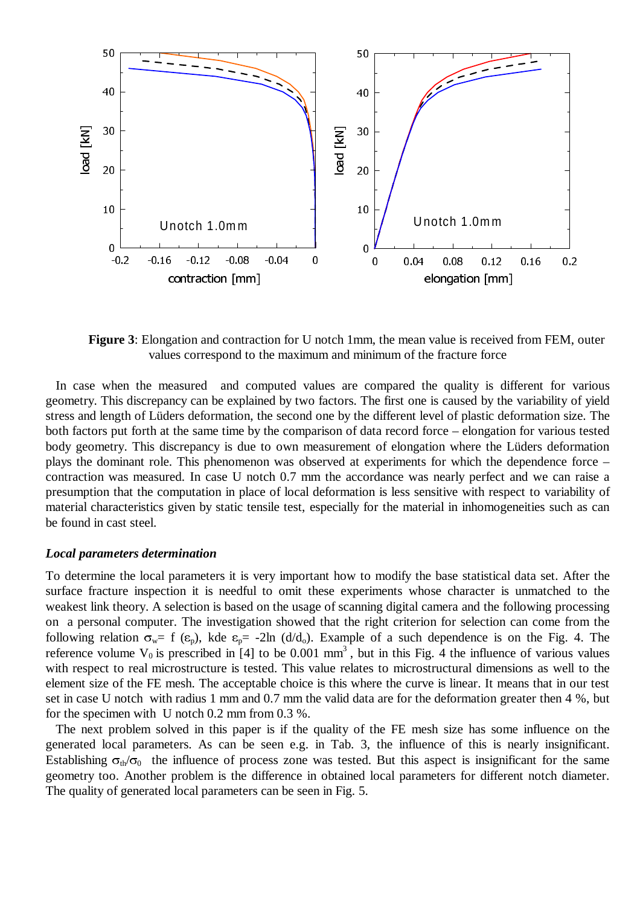**Figure 3**: Elongation and contraction for U notch 1mm, the mean value is received from FEM, outer values correspond to the maximum and minimum of the fracture force

In case when the measured and computed values are compared the quality is different for various geometry. This discrepancy can be explained by two factors. The first one is caused by the variability of yield stress and length of Lüders deformation, the second one by the different level of plastic deformation size. The both factors put forth at the same time by the comparison of data record force – elongation for various tested body geometry. This discrepancy is due to own measurement of elongation where the Lüders deformation plays the dominant role. This phenomenon was observed at experiments for which the dependence force – contraction was measured. In case U notch 0.7 mm the accordance was nearly perfect and we can raise a presumption that the computation in place of local deformation is less sensitive with respect to variability of material characteristics given by static tensile test, especially for the material in inhomogeneities such as can be found in cast steel.

### *Local parameters determination*

To determine the local parameters it is very important how to modify the base statistical data set. After the surface fracture inspection it is needful to omit these experiments whose character is unmatched to the weakest link theory. A selection is based on the usage of scanning digital camera and the following processing on a personal computer. The investigation showed that the right criterion for selection can come from the following relation $\sigma_w = f(\varepsilon_p)$, kde $\varepsilon_p = -2\ln(d/d_o)$. Example of a such dependence is on the Fig. 4. The reference volume $V_0$ is prescribed in [4] to be 0.001 $mm^3$, but in this Fig. 4 the influence of various values with respect to real microstructure is tested. This value relates to microstructural dimensions as well to the element size of the FE mesh. The acceptable choice is this where the curve is linear. It means that in our test set in case U notch with radius 1 mm and 0.7 mm the valid data are for the deformation greater then 4 %, but for the specimen with U notch 0.2 mm from 0.3 %.

The next problem solved in this paper is if the quality of the FE mesh size has some influence on the generated local parameters. As can be seen e.g. in Tab. 3, the influence of this is nearly insignificant. Establishing $\sigma_{th}/\sigma_0$ the influence of process zone was tested. But this aspect is insignificant for the same geometry too. Another problem is the difference in obtained local parameters for different notch diameter. The quality of generated local parameters can be seen in Fig. 5.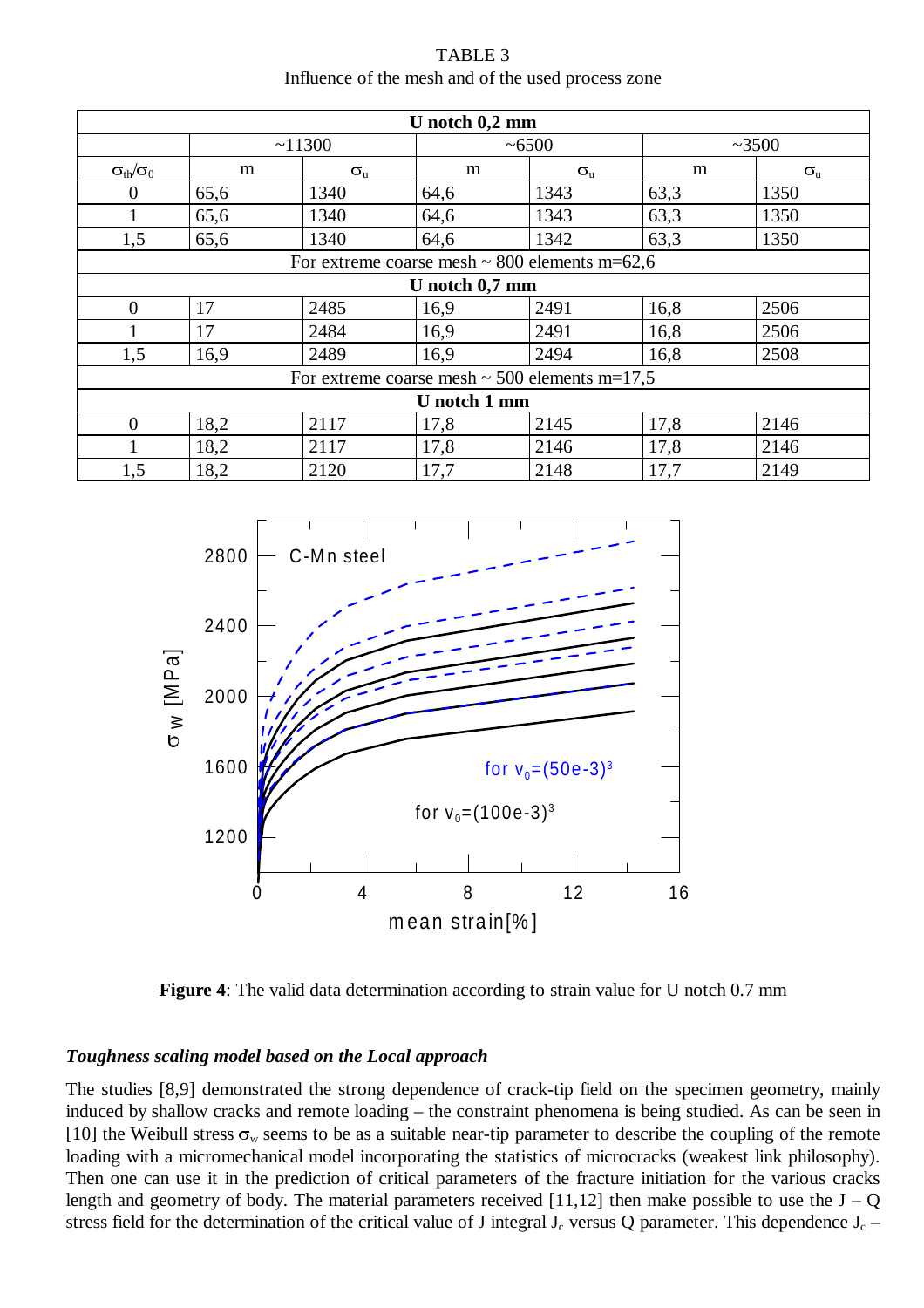TABLE 3
Influence of the mesh and of the used process zone

| U notch 0,2 mm | | | | | | |
|---|---|---|---|---|---|---|
| | ~11300 | | ~6500 | | ~3500 | |
| $\sigma_{th}/\sigma_0$ | m | $\sigma_u$ | m | $\sigma_u$ | m | $\sigma_u$ |
| 0 | 65,6 | 1340 | 64,6 | 1343 | 63,3 | 1350 |
| 1 | 65,6 | 1340 | 64,6 | 1343 | 63,3 | 1350 |
| 1,5 | 65,6 | 1340 | 64,6 | 1342 | 63,3 | 1350 |
| For extreme coarse mesh ~ 800 elements m=62,6 | | | | | | |
| **U notch 0,7 mm** | | | | | | |
| 0 | 17 | 2485 | 16,9 | 2491 | 16,8 | 2506 |
| 1 | 17 | 2484 | 16,9 | 2491 | 16,8 | 2506 |
| 1,5 | 16,9 | 2489 | 16,9 | 2494 | 16,8 | 2508 |
| For extreme coarse mesh ~ 500 elements m=17,5 | | | | | | |
| **U notch 1 mm** | | | | | | |
| 0 | 18,2 | 2117 | 17,8 | 2145 | 17,8 | 2146 |
| 1 | 18,2 | 2117 | 17,8 | 2146 | 17,8 | 2146 |
| 1,5 | 18,2 | 2120 | 17,7 | 2148 | 17,7 | 2149 |

**Figure 4**: The valid data determination according to strain value for U notch 0.7 mm

### *Toughness scaling model based on the Local approach*

The studies [8,9] demonstrated the strong dependence of crack-tip field on the specimen geometry, mainly induced by shallow cracks and remote loading – the constraint phenomena is being studied. As can be seen in [10] the Weibull stress $\sigma_w$ seems to be as a suitable near-tip parameter to describe the coupling of the remote loading with a micromechanical model incorporating the statistics of microcracks (weakest link philosophy). Then one can use it in the prediction of critical parameters of the fracture initiation for the various cracks length and geometry of body. The material parameters received [11,12] then make possible to use the J – Q stress field for the determination of the critical value of J integral $J_c$ versus Q parameter. This dependence $J_c$ –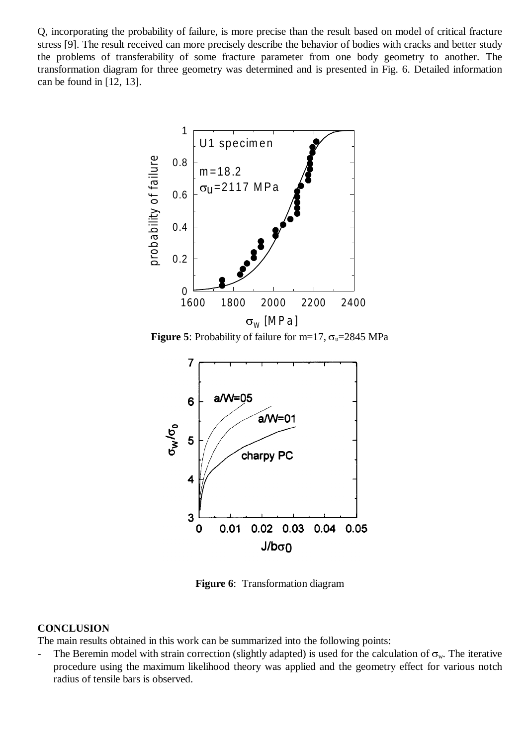Q, incorporating the probability of failure, is more precise than the result based on model of critical fracture stress [9]. The result received can more precisely describe the behavior of bodies with cracks and better study the problems of transferability of some fracture parameter from one body geometry to another. The transformation diagram for three geometry was determined and is presented in Fig. 6. Detailed information can be found in [12, 13].

**Figure 5**: Probability of failure for m=17, $\sigma_u$=2845 MPa

**Figure 6**: Transformation diagram

**CONCLUSION**

The main results obtained in this work can be summarized into the following points:

- The Beremin model with strain correction (slightly adapted) is used for the calculation of $\sigma_w$. The iterative procedure using the maximum likelihood theory was applied and the geometry effect for various notch radius of tensile bars is observed.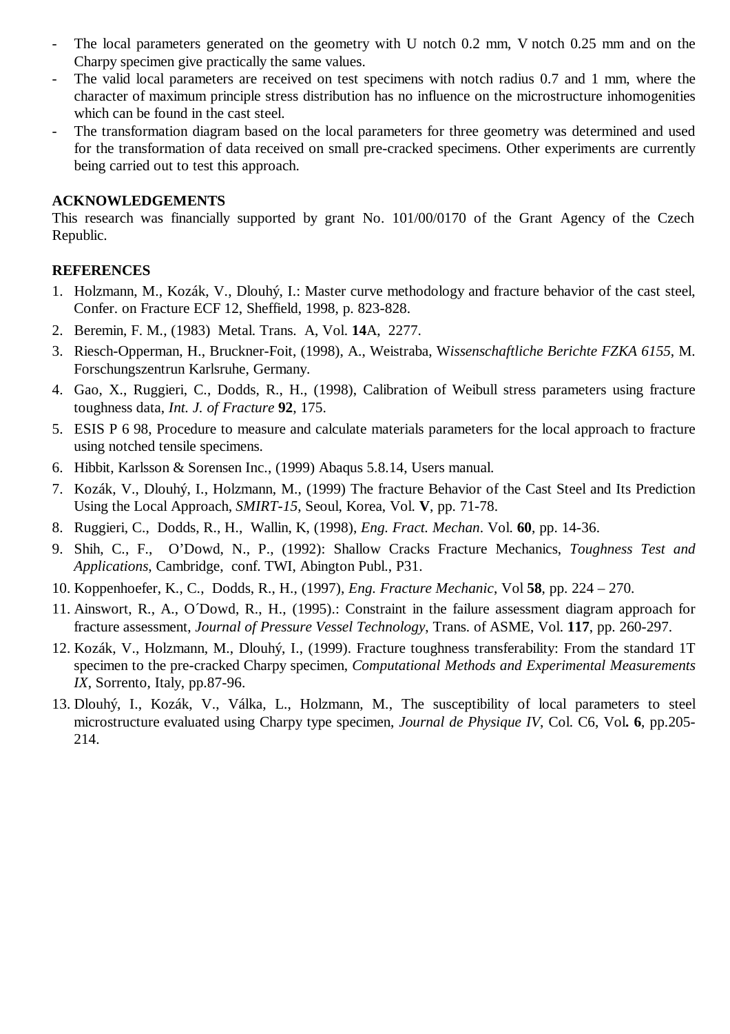- The local parameters generated on the geometry with U notch 0.2 mm, V notch 0.25 mm and on the Charpy specimen give practically the same values.
- The valid local parameters are received on test specimens with notch radius 0.7 and 1 mm, where the character of maximum principle stress distribution has no influence on the microstructure inhomogenities which can be found in the cast steel.
- The transformation diagram based on the local parameters for three geometry was determined and used for the transformation of data received on small pre-cracked specimens. Other experiments are currently being carried out to test this approach.

## ACKNOWLEDGEMENTS

This research was financially supported by grant No. 101/00/0170 of the Grant Agency of the Czech Republic.

## REFERENCES

1. Holzmann, M., Kozák, V., Dlouhý, I.: Master curve methodology and fracture behavior of the cast steel, Confer. on Fracture ECF 12, Sheffield, 1998, p. 823-828.
2. Beremin, F. M., (1983) Metal. Trans. A, Vol. **14**A, 2277.
3. Riesch-Opperman, H., Bruckner-Foit, (1998), A., Weistraba, W*issenschaftliche Berichte FZKA 6155*, M. Forschungszentrun Karlsruhe, Germany.
4. Gao, X., Ruggieri, C., Dodds, R., H., (1998), Calibration of Weibull stress parameters using fracture toughness data, *Int. J. of Fracture* **92**, 175.
5. ESIS P 6 98, Procedure to measure and calculate materials parameters for the local approach to fracture using notched tensile specimens.
6. Hibbit, Karlsson & Sorensen Inc., (1999) Abaqus 5.8.14, Users manual.
7. Kozák, V., Dlouhý, I., Holzmann, M., (1999) The fracture Behavior of the Cast Steel and Its Prediction Using the Local Approach, *SMIRT-15*, Seoul, Korea, Vol. **V**, pp. 71-78.
8. Ruggieri, C., Dodds, R., H., Wallin, K, (1998), *Eng. Fract. Mechan*. Vol. **60**, pp. 14-36.
9. Shih, C., F., O'Dowd, N., P., (1992): Shallow Cracks Fracture Mechanics, *Toughness Test and Applications*, Cambridge, conf. TWI, Abington Publ., P31.
10. Koppenhoefer, K., C., Dodds, R., H., (1997), *Eng. Fracture Mechanic*, Vol **58**, pp. 224 – 270.
11. Ainswort, R., A., O´Dowd, R., H., (1995).: Constraint in the failure assessment diagram approach for fracture assessment, *Journal of Pressure Vessel Technology*, Trans. of ASME, Vol. **117**, pp. 260-297.
12. Kozák, V., Holzmann, M., Dlouhý, I., (1999). Fracture toughness transferability: From the standard 1T specimen to the pre-cracked Charpy specimen, *Computational Methods and Experimental Measurements IX*, Sorrento, Italy, pp.87-96.
13. Dlouhý, I., Kozák, V., Válka, L., Holzmann, M., The susceptibility of local parameters to steel microstructure evaluated using Charpy type specimen, *Journal de Physique IV*, Col. C6, Vol**. 6**, pp.205-214.